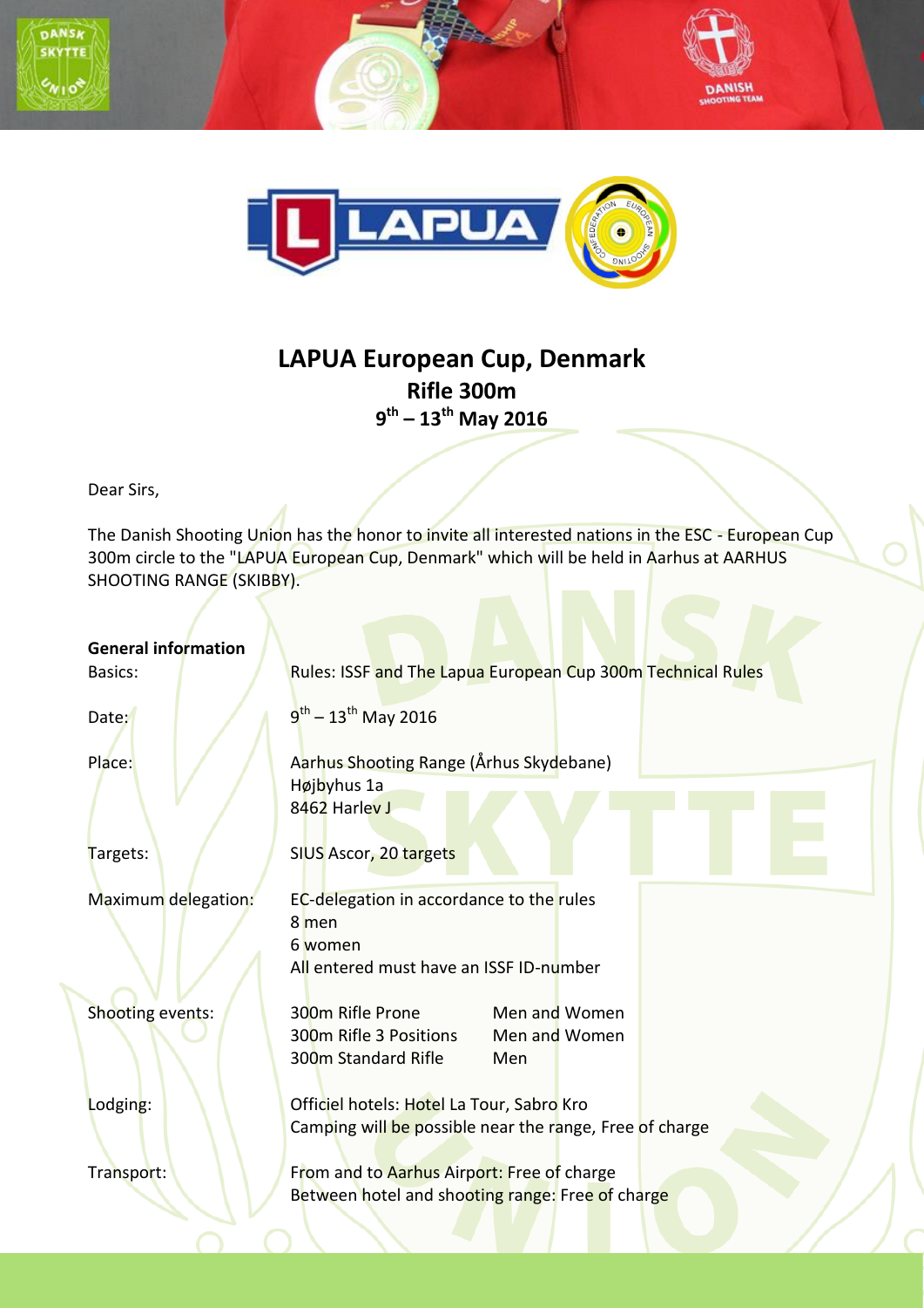# LAPUA European Cup, Denmark

## Rifle 300m

## 9th – 13th May 2016

Dear Sirs,

The Danish Shooting Union has the honor to invite all interested nations in the ESC - European Cup 300m circle to the "LAPUA European Cup, Denmark" which will be held in Aarhus at AARHUS SHOOTING RANGE (SKIBBY).

**General information**

| | | |
|---|---|---|
| Basics: | Rules: ISSF and The Lapua European Cup 300m Technical Rules | |
| Date: | 9th – 13th May 2016 | |
| Place: | Aarhus Shooting Range (Århus Skydebane)<br>Højbyhus 1a<br>8462 Harlev J | |
| Targets: | SIUS Ascor, 20 targets | |
| Maximum delegation: | EC-delegation in accordance to the rules<br>8 men<br>6 women<br>All entered must have an ISSF ID-number | |
| Shooting events: | 300m Rifle Prone | Men and Women |
| | 300m Rifle 3 Positions | Men and Women |
| | 300m Standard Rifle | Men |
| Lodging: | Officiel hotels: Hotel La Tour, Sabro Kro<br>Camping will be possible near the range, Free of charge | |
| Transport: | From and to Aarhus Airport: Free of charge<br>Between hotel and shooting range: Free of charge | |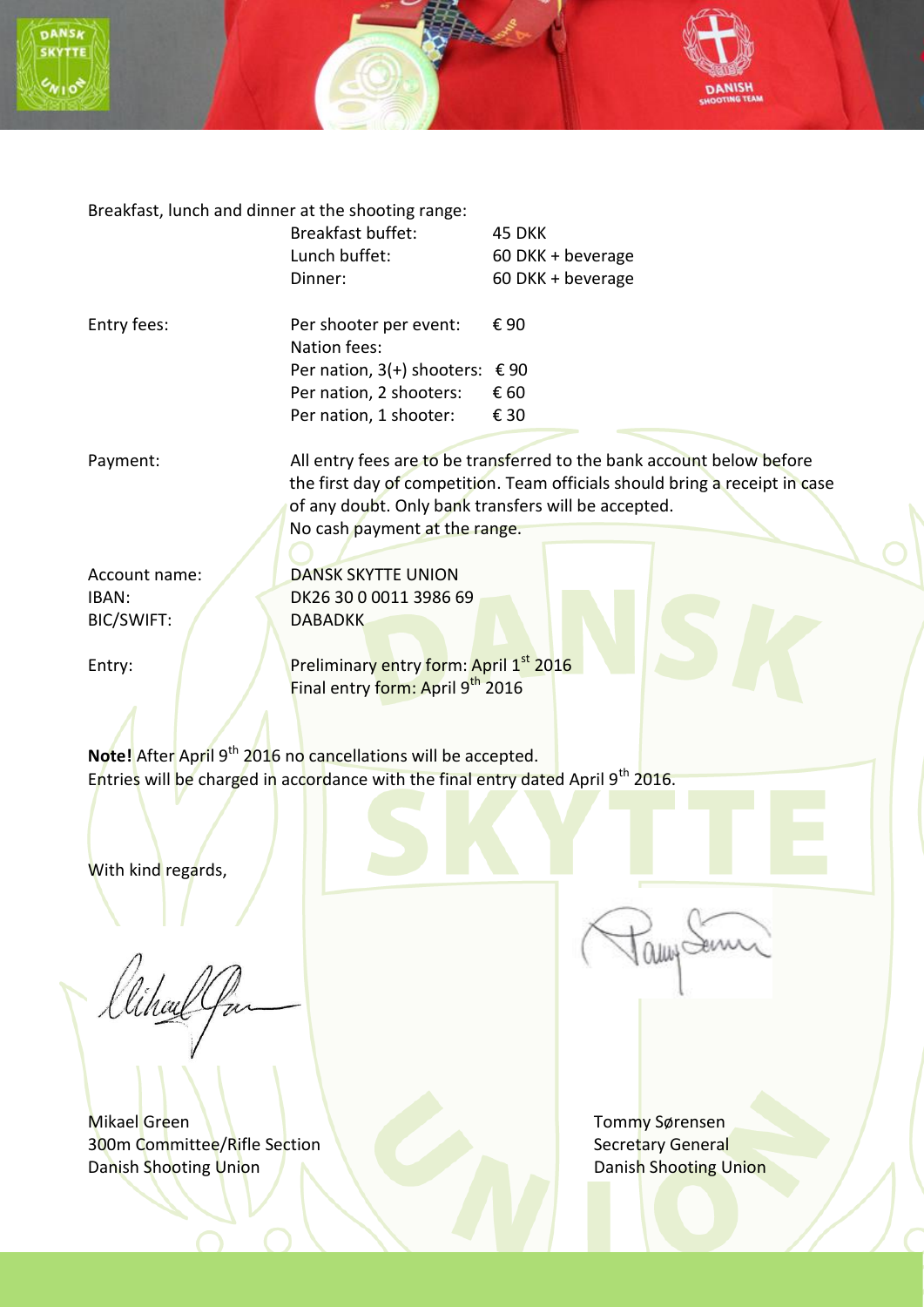Breakfast, lunch and dinner at the shooting range:

| | | |
|---|---|---|
| | Breakfast buffet: | 45 DKK |
| | Lunch buffet: | 60 DKK + beverage |
| | Dinner: | 60 DKK + beverage |
| Entry fees: | Per shooter per event: | € 90 |
| | Nation fees: | |
| | Per nation, 3(+) shooters: | € 90 |
| | Per nation, 2 shooters: | € 60 |
| | Per nation, 1 shooter: | € 30 |

Payment: All entry fees are to be transferred to the bank account below before the first day of competition. Team officials should bring a receipt in case of any doubt. Only bank transfers will be accepted.
No cash payment at the range.

| | |
|---|---|
| Account name: | DANSK SKYTTE UNION |
| IBAN: | DK26 30 0 0011 3986 69 |
| BIC/SWIFT: | DABADKK |

Entry: Preliminary entry form: April 1st 2016
Final entry form: April 9th 2016

**Note!** After April 9th 2016 no cancellations will be accepted.
Entries will be charged in accordance with the final entry dated April 9th 2016.

With kind regards,

Mikael Green
300m Committee/Rifle Section
Danish Shooting Union

Tommy Sørensen
Secretary General
Danish Shooting Union